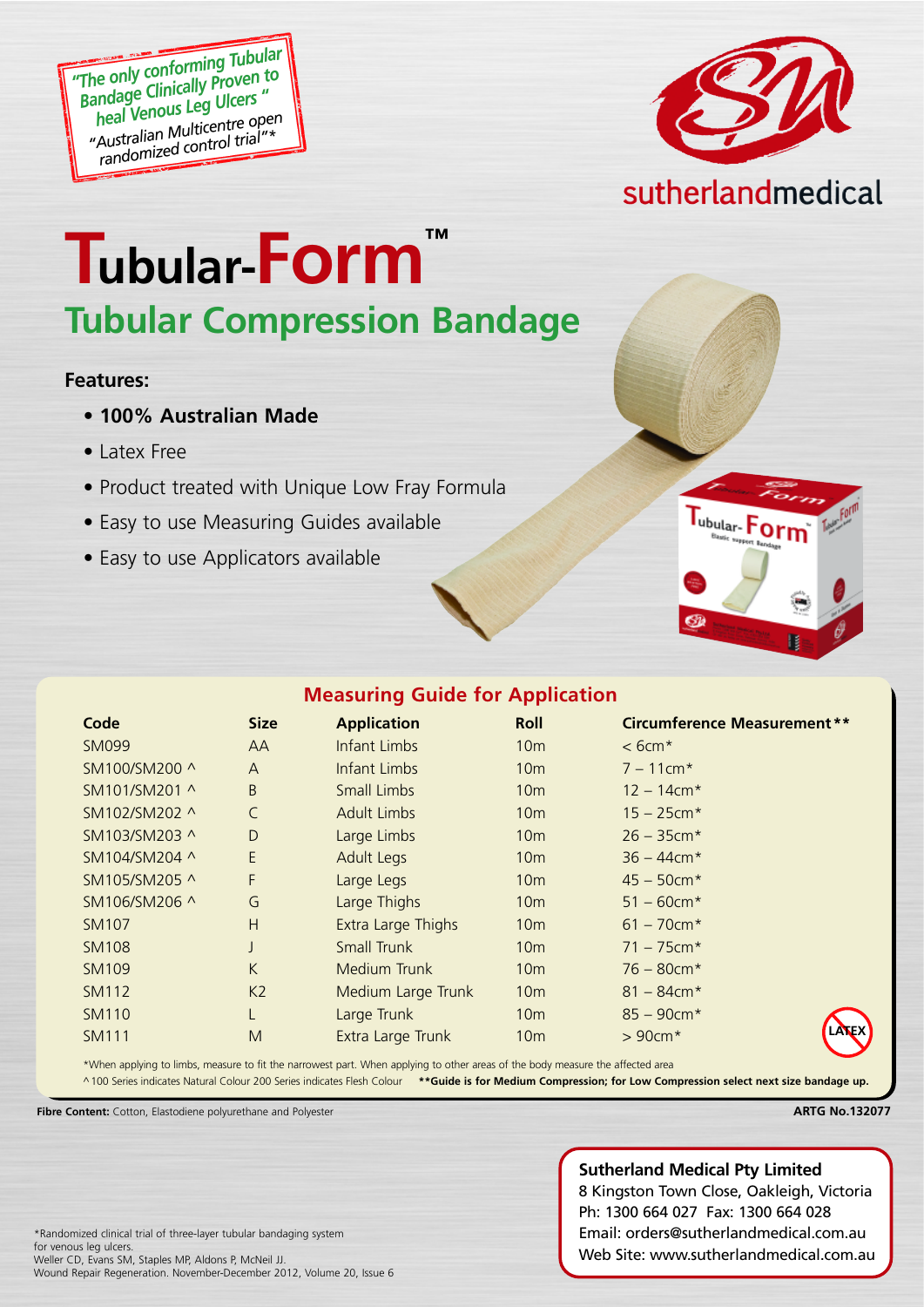"The only conforming Tubular Bandage Clinically Proven to heal Venous Leg Ulcers"
"Australian Multicentre open randomized control trial"*

sutherlandmedical

# Tubular-Form™

## Tubular Compression Bandage

**Features:**

- **100% Australian Made**
- Latex Free
- Product treated with Unique Low Fray Formula
- Easy to use Measuring Guides available
- Easy to use Applicators available

### Measuring Guide for Application

| Code | Size | Application | Roll | Circumference Measurement** |
|---|---|---|---|---|
| SM099 | AA | Infant Limbs | 10m | < 6cm* |
| SM100/SM200 ^ | A | Infant Limbs | 10m | 7 – 11cm* |
| SM101/SM201 ^ | B | Small Limbs | 10m | 12 – 14cm* |
| SM102/SM202 ^ | C | Adult Limbs | 10m | 15 – 25cm* |
| SM103/SM203 ^ | D | Large Limbs | 10m | 26 – 35cm* |
| SM104/SM204 ^ | E | Adult Legs | 10m | 36 – 44cm* |
| SM105/SM205 ^ | F | Large Legs | 10m | 45 – 50cm* |
| SM106/SM206 ^ | G | Large Thighs | 10m | 51 – 60cm* |
| SM107 | H | Extra Large Thighs | 10m | 61 – 70cm* |
| SM108 | J | Small Trunk | 10m | 71 – 75cm* |
| SM109 | K | Medium Trunk | 10m | 76 – 80cm* |
| SM112 | K2 | Medium Large Trunk | 10m | 81 – 84cm* |
| SM110 | L | Large Trunk | 10m | 85 – 90cm* |
| SM111 | M | Extra Large Trunk | 10m | > 90cm* |

LATEX

*When applying to limbs, measure to fit the narrowest part. When applying to other areas of the body measure the affected area

^ 100 Series indicates Natural Colour 200 Series indicates Flesh Colour **Guide is for Medium Compression; for Low Compression select next size bandage up.**

**Fibre Content:** Cotton, Elastodiene polyurethane and Polyester

**ARTG No.132077**

*Randomized clinical trial of three-layer tubular bandaging system for venous leg ulcers.
Weller CD, Evans SM, Staples MP, Aldons P, McNeil JJ.
Wound Repair Regeneration. November-December 2012, Volume 20, Issue 6

**Sutherland Medical Pty Limited**
8 Kingston Town Close, Oakleigh, Victoria
Ph: 1300 664 027 Fax: 1300 664 028
Email: orders@sutherlandmedical.com.au
Web Site: www.sutherlandmedical.com.au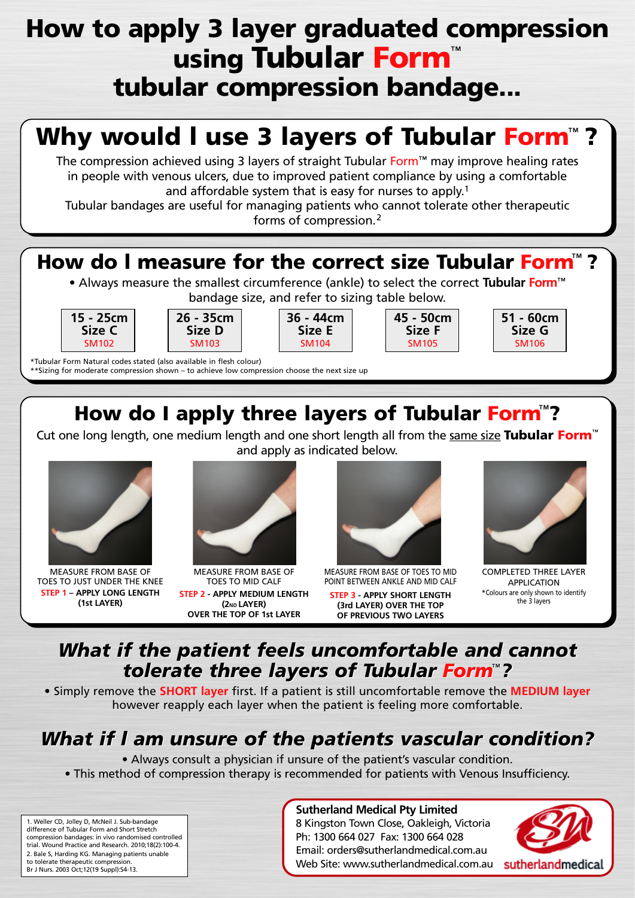# How to apply 3 layer graduated compression using Tubular Form™ tubular compression bandage...

## Why would I use 3 layers of Tubular Form™ ?

The compression achieved using 3 layers of straight Tubular Form™ may improve healing rates in people with venous ulcers, due to improved patient compliance by using a comfortable and affordable system that is easy for nurses to apply.[1]

Tubular bandages are useful for managing patients who cannot tolerate other therapeutic forms of compression.[2]

## How do I measure for the correct size Tubular Form™ ?

- Always measure the smallest circumference (ankle) to select the correct **Tubular Form™** bandage size, and refer to sizing table below.

| 15 - 25cm | 26 - 35cm | 36 - 44cm | 45 - 50cm | 51 - 60cm |
|---|---|---|---|---|
| Size C | Size D | Size E | Size F | Size G |
| SM102 | SM103 | SM104 | SM105 | SM106 |

*Tubular Form Natural codes stated (also available in flesh colour)

**Sizing for moderate compression shown – to achieve low compression choose the next size up

## How do I apply three layers of Tubular Form™?

Cut one long length, one medium length and one short length all from the same size **Tubular Form™** and apply as indicated below.

MEASURE FROM BASE OF TOES TO JUST UNDER THE KNEE
**STEP 1 – APPLY LONG LENGTH (1st LAYER)**

MEASURE FROM BASE OF TOES TO MID CALF
**STEP 2 - APPLY MEDIUM LENGTH (2ND LAYER) OVER THE TOP OF 1st LAYER**

MEASURE FROM BASE OF TOES TO MID POINT BETWEEN ANKLE AND MID CALF
**STEP 3 - APPLY SHORT LENGTH (3rd LAYER) OVER THE TOP OF PREVIOUS TWO LAYERS**

COMPLETED THREE LAYER APPLICATION
*Colours are only shown to identify the 3 layers

## *What if the patient feels uncomfortable and cannot tolerate three layers of Tubular Form™ ?*

- Simply remove the **SHORT layer** first. If a patient is still uncomfortable remove the **MEDIUM layer** however reapply each layer when the patient is feeling more comfortable.

## *What if I am unsure of the patients vascular condition?*

- Always consult a physician if unsure of the patient's vascular condition.
- This method of compression therapy is recommended for patients with Venous Insufficiency.

1. Weller CD, Jolley D, McNeil J. Sub-bandage difference of Tubular Form and Short Stretch compression bandages: in vivo randomised controlled trial. Wound Practice and Research. 2010;18(2):100-4.
2. Bale S, Harding KG. Managing patients unable to tolerate therapeutic compression. Br J Nurs. 2003 Oct;12(19 Suppl):S4-13.

**Sutherland Medical Pty Limited**
8 Kingston Town Close, Oakleigh, Victoria
Ph: 1300 664 027 Fax: 1300 664 028
Email: orders@sutherlandmedical.com.au
Web Site: www.sutherlandmedical.com.au

sutherlandmedical